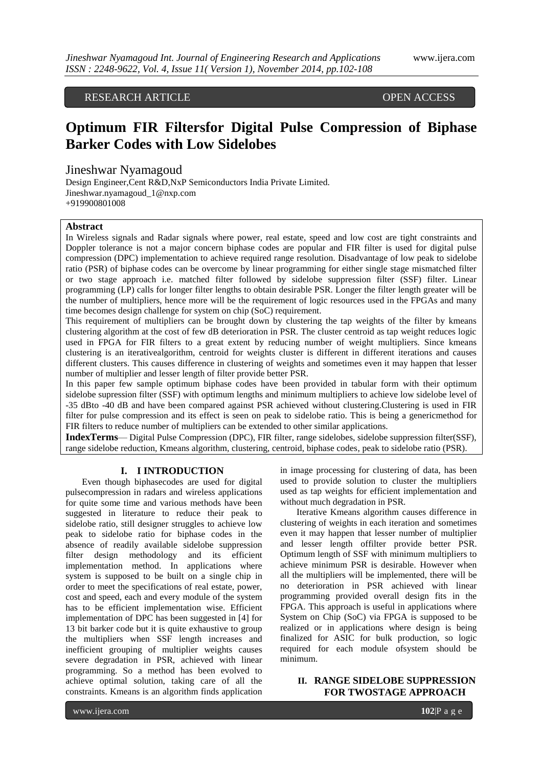RESEARCH ARTICLE OPEN ACCESS

# Optimum FIR Filtersfor Digital Pulse Compression of Biphase Barker Codes with Low Sidelobes

Jineshwar Nyamagoud

Design Engineer,Cent R&D,NxP Semiconductors India Private Limited.
Jineshwar.nyamagoud_1@nxp.com
+919900801008

## Abstract

In Wireless signals and Radar signals where power, real estate, speed and low cost are tight constraints and Doppler tolerance is not a major concern biphase codes are popular and FIR filter is used for digital pulse compression (DPC) implementation to achieve required range resolution. Disadvantage of low peak to sidelobe ratio (PSR) of biphase codes can be overcome by linear programming for either single stage mismatched filter or two stage approach i.e. matched filter followed by sidelobe suppression filter (SSF) filter. Linear programming (LP) calls for longer filter lengths to obtain desirable PSR. Longer the filter length greater will be the number of multipliers, hence more will be the requirement of logic resources used in the FPGAs and many time becomes design challenge for system on chip (SoC) requirement.

This requirement of multipliers can be brought down by clustering the tap weights of the filter by kmeans clustering algorithm at the cost of few dB deterioration in PSR. The cluster centroid as tap weight reduces logic used in FPGA for FIR filters to a great extent by reducing number of weight multipliers. Since kmeans clustering is an iterativealgorithm, centroid for weights cluster is different in different iterations and causes different clusters. This causes difference in clustering of weights and sometimes even it may happen that lesser number of multiplier and lesser length of filter provide better PSR.

In this paper few sample optimum biphase codes have been provided in tabular form with their optimum sidelobe supression filter (SSF) with optimum lengths and minimum multipliers to achieve low sidelobe level of -35 dBto -40 dB and have been compared against PSR achieved without clustering.Clustering is used in FIR filter for pulse compression and its effect is seen on peak to sidelobe ratio. This is being a genericmethod for FIR filters to reduce number of multipliers can be extended to other similar applications.

**IndexTerms**— Digital Pulse Compression (DPC), FIR filter, range sidelobes, sidelobe suppression filter(SSF), range sidelobe reduction, Kmeans algorithm, clustering, centroid, biphase codes, peak to sidelobe ratio (PSR).

## I. I INTRODUCTION

Even though biphasecodes are used for digital pulsecompression in radars and wireless applications for quite some time and various methods have been suggested in literature to reduce their peak to sidelobe ratio, still designer struggles to achieve low peak to sidelobe ratio for biphase codes in the absence of readily available sidelobe suppression filter design methodology and its efficient implementation method. In applications where system is supposed to be built on a single chip in order to meet the specifications of real estate, power, cost and speed, each and every module of the system has to be efficient implementation wise. Efficient implementation of DPC has been suggested in [4] for 13 bit barker code but it is quite exhaustive to group the multipliers when SSF length increases and inefficient grouping of multiplier weights causes severe degradation in PSR, achieved with linear programming. So a method has been evolved to achieve optimal solution, taking care of all the constraints. Kmeans is an algorithm finds application in image processing for clustering of data, has been used to provide solution to cluster the multipliers used as tap weights for efficient implementation and without much degradation in PSR.

Iterative Kmeans algorithm causes difference in clustering of weights in each iteration and sometimes even it may happen that lesser number of multiplier and lesser length offilter provide better PSR. Optimum length of SSF with minimum multipliers to achieve minimum PSR is desirable. However when all the multipliers will be implemented, there will be no deterioration in PSR achieved with linear programming provided overall design fits in the FPGA. This approach is useful in applications where System on Chip (SoC) via FPGA is supposed to be realized or in applications where design is being finalized for ASIC for bulk production, so logic required for each module ofsystem should be minimum.

## II. RANGE SIDELOBE SUPPRESSION FOR TWOSTAGE APPROACH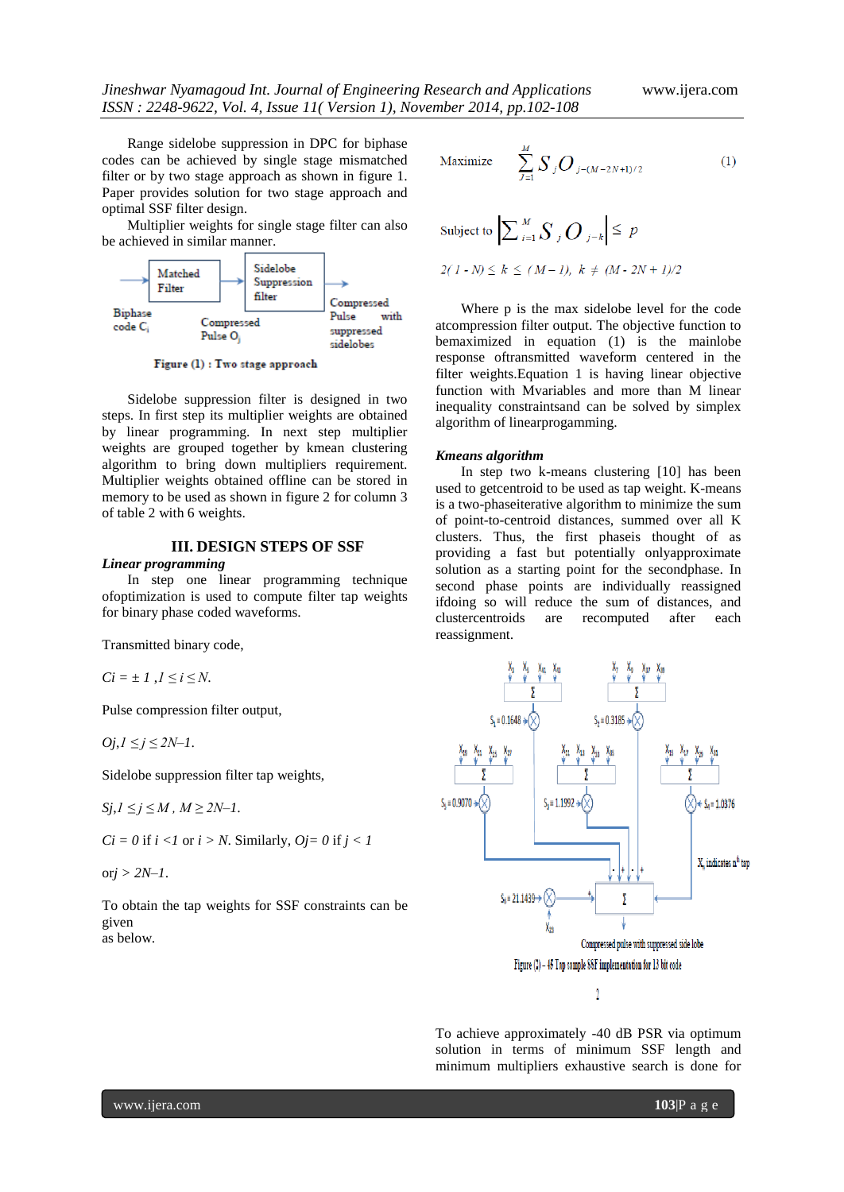Range sidelobe suppression in DPC for biphase codes can be achieved by single stage mismatched filter or by two stage approach as shown in figure 1. Paper provides solution for two stage approach and optimal SSF filter design.

Multiplier weights for single stage filter can also be achieved in similar manner.

Figure (1) : Two stage approach

Sidelobe suppression filter is designed in two steps. In first step its multiplier weights are obtained by linear programming. In next step multiplier weights are grouped together by kmean clustering algorithm to bring down multipliers requirement. Multiplier weights obtained offline can be stored in memory to be used as shown in figure 2 for column 3 of table 2 with 6 weights.

## III. DESIGN STEPS OF SSF

***Linear programming***

In step one linear programming technique ofoptimization is used to compute filter tap weights for binary phase coded waveforms.

Transmitted binary code,

$C_i = \pm 1, 1 \le i \le N.$

Pulse compression filter output,

$O_j, 1 \le j \le 2N-1.$

Sidelobe suppression filter tap weights,

$S_j, 1 \le j \le M,\ M \ge 2N-1.$

$C_i = 0$ if $i < 1$ or $i > N$. Similarly, $O_j = 0$ if $j < 1$

or $j > 2N-1$.

To obtain the tap weights for SSF constraints can be given
as below.

$$\text{Maximize} \quad \sum_{J=1}^{M} S_j O_{j-(M-2N+1)/2} \qquad (1)$$

$$\text{Subject to} \quad \left| \sum_{i=1}^{M} S_j O_{j-k} \right| \le p$$

$$2(1-N) \le k \le (M-1),\ k \ne (M-2N+1)/2$$

Where p is the max sidelobe level for the code atcompression filter output. The objective function to bemaximized in equation (1) is the mainlobe response oftransmitted waveform centered in the filter weights.Equation 1 is having linear objective function with Mvariables and more than M linear inequality constraintsand can be solved by simplex algorithm of linearprogamming.

***Kmeans algorithm***

In step two k-means clustering [10] has been used to getcentroid to be used as tap weight. K-means is a two-phaseiterative algorithm to minimize the sum of point-to-centroid distances, summed over all K clusters. Thus, the first phaseis thought of as providing a fast but potentially onlyapproximate solution as a starting point for the secondphase. In second phase points are individually reassigned ifdoing so will reduce the sum of distances, and clustercentroids are recomputed after each reassignment.

Figure (2) – 45 Tap sample SSF implementation for 13 bit code

To achieve approximately -40 dB PSR via optimum solution in terms of minimum SSF length and minimum multipliers exhaustive search is done for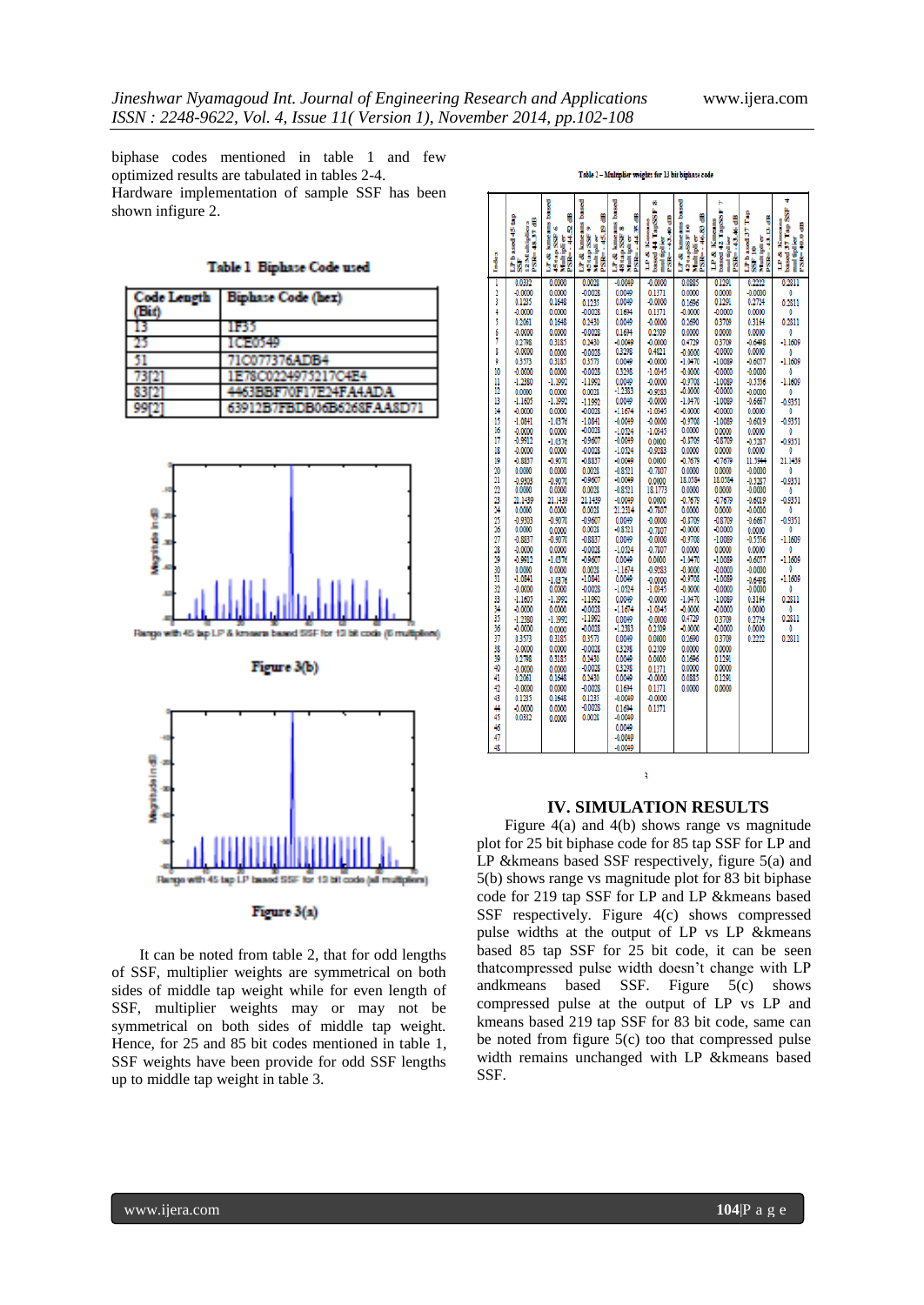biphase codes mentioned in table 1 and few optimized results are tabulated in tables 2-4.

Hardware implementation of sample SSF has been shown infigure 2.

**Table 1 Biphase Code used**

| Code Length (Bit) | Biphase Code (hex) |
|---|---|
| 13 | 1F35 |
| 25 | 1CE0549 |
| 51 | 71C077376ADB4 |
| 73[2] | 1E78C0224975217C4E4 |
| 83[2] | 4463BBF70F17E24FA4ADA |
| 99[2] | 63912B7FBDB06B6268FAA8D71 |

Range with 45 tap LP & kmeans based SSF for 13 bit code (6 multiplier)

Figure 3(b)

Range with 45 tap LP based SSF for 13 bit code (all multipliers)

Figure 3(a)

It can be noted from table 2, that for odd lengths of SSF, multiplier weights are symmetrical on both sides of middle tap weight while for even length of SSF, multiplier weights may or may not be symmetrical on both sides of middle tap weight. Hence, for 25 and 85 bit codes mentioned in table 1, SSF weights have been provide for odd SSF lengths up to middle tap weight in table 3.

**Table 2 – Multiplier weights for 13 bit biphase code**

| Index | LP based 45 tap SSF (12 Multipliers) PSR= 48.57 dB | LP & kmeans based 45 tap SSF 6 Multiplier PSR= 44.52 dB | LP & kmeans based 45 tap SSF 9 Multiplier PSR= 45.19 dB | LP & kmeans based 45 tap SSF 8 Multiplier PSR= 44.35 dB | LP & Kmeans based 44 TapSSF 8 multiplier PSR= 43.46 dB | LP & kmeans based 43 tap SSF 10 Multiplier PSR= 46.83 dB | LP & Kmeans based 42 TapSSF 7 multiplier PSR= 43.46 dB | LP based 37 Tap SSF (16 Multipliers) PSR= 48.11 dB | LP & Kmeans based 37 Tap SSF 4 multiplier PSR= 40.9 dB |
|---|---|---|---|---|---|---|---|---|---|
| 1 | 0.0332 | 0.0000 | 0.0028 | -0.0049 | -0.0000 | 0.0885 | 0.1291 | 0.2222 | 0.2811 |
| 2 | -0.0000 | 0.0000 | -0.0028 | 0.0049 | 0.1171 | 0.0000 | 0.0000 | -0.0000 | 0 |
| 3 | 0.1235 | 0.1648 | 0.1235 | 0.0049 | -0.0000 | 0.1696 | 0.1291 | 0.2724 | 0.2811 |
| 4 | -0.0000 | 0.0000 | -0.0028 | 0.1694 | 0.1371 | -0.0000 | -0.0000 | 0.0000 | 0 |
| 5 | 0.2061 | 0.1648 | 0.2430 | 0.0049 | -0.0000 | 0.2690 | 0.3709 | 0.3164 | 0.2811 |
| 6 | -0.0000 | 0.0000 | -0.0028 | 0.1694 | 0.2109 | 0.0000 | 0.0000 | 0.0000 | 0 |
| 7 | 0.2798 | 0.3185 | 0.2430 | -0.0049 | -0.0000 | 0.4729 | 0.3709 | -0.6498 | -1.1609 |
| 8 | -0.0000 | 0.0000 | -0.0028 | 0.3298 | 0.4021 | -0.0000 | -0.0000 | 0.0000 | 0 |
| 9 | 0.3573 | 0.3185 | 0.3573 | 0.0049 | -0.0000 | -1.0470 | -1.0089 | -0.6057 | -1.1609 |
| 10 | -0.0000 | 0.0000 | -0.0028 | 0.3298 | -1.0345 | -0.0000 | -0.0000 | -0.0000 | 0 |
| 11 | -1.2380 | -1.1992 | -1.1992 | 0.0049 | -0.0000 | -0.9708 | -1.0089 | -0.5556 | -1.1609 |
| 12 | 0.0000 | 0.0000 | 0.0028 | -1.2383 | -0.9283 | -0.0000 | -0.0000 | -0.0000 | 0 |
| 13 | -1.1605 | -1.1992 | -1.1992 | 0.0049 | -0.0000 | -1.0470 | -1.0089 | -0.6667 | -0.9351 |
| 14 | -0.0000 | 0.0000 | -0.0028 | -1.1674 | -1.0345 | -0.0000 | -0.0000 | 0.0000 | 0 |
| 15 | -1.0841 | -1.0376 | -1.0841 | -0.0049 | -0.0000 | -0.9708 | -1.0089 | -0.6019 | -0.9351 |
| 16 | -0.0000 | 0.0000 | -0.0028 | -1.0524 | -1.0345 | 0.0000 | 0.0000 | 0.0000 | 0 |
| 17 | -0.9912 | -1.0376 | -0.9607 | -0.0049 | 0.0000 | -0.8709 | -0.8709 | -0.5287 | -0.9351 |
| 18 | -0.0000 | 0.0000 | -0.0028 | -1.0524 | -0.9283 | 0.0000 | 0.0000 | 0.0000 | 0 |
| 19 | -0.8837 | -0.9070 | -0.8837 | -0.0049 | 0.0000 | -0.7679 | -0.7679 | 11.3944 | 21.1439 |
| 20 | 0.0000 | 0.0000 | 0.0028 | -0.8521 | -0.7807 | 0.0000 | 0.0000 | -0.0000 | 0 |
| 21 | -0.9303 | -0.9070 | -0.9607 | -0.0049 | 0.0000 | 18.0584 | 18.0584 | -0.5287 | -0.9351 |
| 22 | 0.0000 | 0.0000 | 0.0028 | -0.8521 | 18.1773 | 0.0000 | 0.0000 | -0.0000 | 0 |
| 23 | 21.1439 | 21.1439 | 21.1439 | -0.0049 | 0.0000 | -0.7679 | -0.7679 | -0.6019 | -0.9351 |
| 24 | 0.0000 | 0.0000 | 0.0028 | 21.2314 | -0.7807 | 0.0000 | -0.0000 | -0.0000 | 0 |
| 25 | -0.9303 | -0.9070 | -0.9607 | 0.0049 | -0.0000 | -0.8709 | -0.8709 | -0.6667 | -0.9351 |
| 26 | 0.0000 | 0.0000 | 0.0028 | -0.8521 | -0.7807 | -0.0000 | -0.0000 | 0.0000 | 0 |
| 27 | -0.8837 | -0.9070 | -0.8837 | 0.0049 | -0.0000 | -0.9708 | -1.0089 | -0.5556 | -1.1609 |
| 28 | -0.0000 | 0.0000 | -0.0028 | -1.0524 | -0.7807 | 0.0000 | 0.0000 | 0.0000 | 0 |
| 29 | -0.9912 | -1.0376 | -0.9607 | 0.0049 | 0.0000 | -1.0470 | -1.0089 | -0.6057 | -1.1609 |
| 30 | 0.0000 | 0.0000 | 0.0028 | -1.1674 | -0.9283 | -0.0000 | -0.0000 | -0.0000 | 0 |
| 31 | -1.0841 | -1.0376 | -1.0841 | 0.0049 | -0.0000 | -0.9708 | -1.0089 | -0.6498 | -1.1609 |
| 32 | -0.0000 | 0.0000 | -0.0028 | -1.0524 | -1.0345 | -0.0000 | -0.0000 | -0.0000 | 0 |
| 33 | -1.1605 | -1.1992 | -1.1992 | 0.0049 | -0.0000 | -1.0470 | -1.0089 | 0.3164 | 0.2811 |
| 34 | -0.0000 | 0.0000 | -0.0028 | -1.1674 | -1.0345 | -0.0000 | -0.0000 | 0.0000 | 0 |
| 35 | -1.2380 | -1.1992 | -1.1992 | 0.0049 | -0.0000 | 0.4729 | 0.3709 | 0.2724 | 0.2811 |
| 36 | -0.0000 | 0.0000 | -0.0028 | -1.2383 | 0.2109 | -0.0000 | -0.0000 | 0.0000 | 0 |
| 37 | 0.3573 | 0.3185 | 0.3573 | 0.0049 | 0.0000 | 0.2690 | 0.3709 | 0.2222 | 0.2811 |
| 38 | -0.0000 | 0.0000 | -0.0028 | 0.3298 | 0.2109 | 0.0000 | 0.0000 | | |
| 39 | 0.2798 | 0.3185 | 0.2430 | 0.0049 | 0.0000 | 0.1696 | 0.1291 | | |
| 40 | -0.0000 | 0.0000 | -0.0028 | 0.3298 | 0.1171 | 0.0000 | 0.0000 | | |
| 41 | 0.2061 | 0.1648 | 0.2430 | 0.0049 | -0.0000 | 0.0885 | 0.1291 | | |
| 42 | -0.0000 | 0.0000 | -0.0028 | 0.1694 | -0.0000 | | | | |
| 43 | 0.1235 | 0.1648 | 0.1235 | -0.0049 | -0.0000 | | | | |
| 44 | -0.0000 | 0.0000 | -0.0028 | 0.1694 | 0.1171 | | | | |
| 45 | 0.0332 | 0.0000 | 0.0028 | -0.0049 | | | | | |
| 46 | | | | 0.0049 | | | | | |
| 47 | | | | -0.0049 | | | | | |
| 48 | | | | -0.0049 | | | | | |

## IV. SIMULATION RESULTS

Figure 4(a) and 4(b) shows range vs magnitude plot for 25 bit biphase code for 85 tap SSF for LP and LP &kmeans based SSF respectively, figure 5(a) and 5(b) shows range vs magnitude plot for 83 bit biphase code for 219 tap SSF for LP and LP &kmeans based SSF respectively. Figure 4(c) shows compressed pulse widths at the output of LP vs LP &kmeans based 85 tap SSF for 25 bit code, it can be seen thatcompressed pulse width doesn't change with LP andkmeans based SSF. Figure 5(c) shows compressed pulse at the output of LP vs LP and kmeans based 219 tap SSF for 83 bit code, same can be noted from figure 5(c) too that compressed pulse width remains unchanged with LP &kmeans based SSF.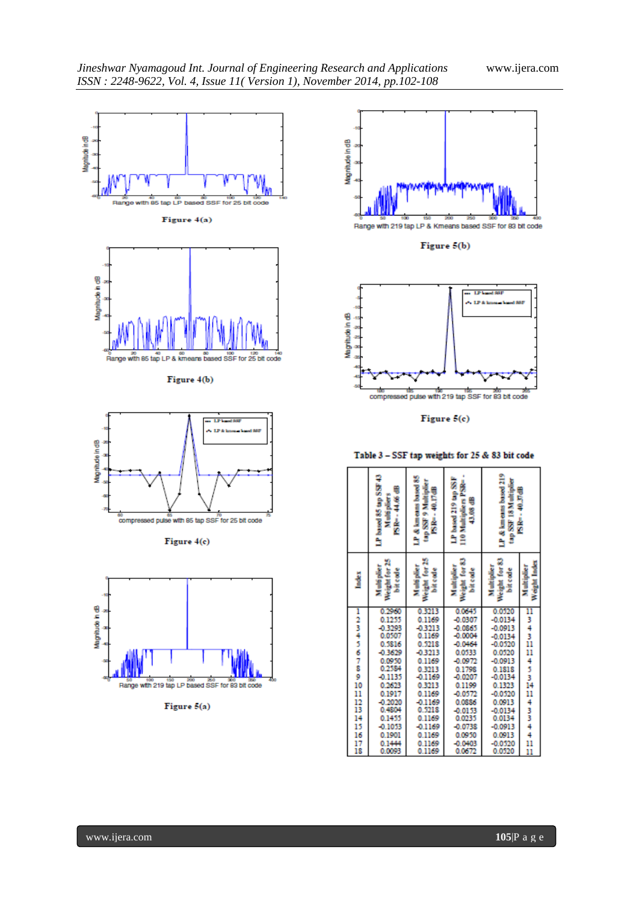Range with 85 tap LP based SSF for 25 bit code

**Figure 4(a)**

Range with 85 tap LP & kmeans based SSF for 25 bit code

**Figure 4(b)**

compressed pulse with 85 tap SSF for 25 bit code

**Figure 4(c)**

Range with 219 tap LP based SSF for 83 bit code

**Figure 5(a)**

Range with 219 tap LP & Kmeans based SSF for 83 bit code

**Figure 5(b)**

compressed pulse with 219 tap SSF for 83 bit code

**Figure 5(c)**

**Table 3 – SSF tap weights for 25 & 83 bit code**

| | LP based 85 tap SSF 43 Multipliers PSR- - 44.66 dB | LP & kmeans based 85 tap SSF 9 Multiplier PSR- - 40.17dB | LP based 219 tap SSF 110 Multipliers PSR- - 43.08 dB | LP & kmeans based 219 tap SSF 18 Multiplier PSR- - 40.37dB | |
|---|---|---|---|---|---|
| Index | Multiplier Weight for 25 bit code | Multiplier Weight for 25 bit code | Multiplier Weight for 83 bit code | Multiplier Weight for 83 bit code | Multiplier Weight Index |
| 1 | 0.2960 | 0.3213 | 0.0645 | 0.0520 | 11 |
| 2 | 0.1255 | 0.1169 | -0.0307 | -0.0134 | 3 |
| 3 | -0.3293 | -0.3213 | -0.0865 | -0.0913 | 4 |
| 4 | 0.0507 | 0.1169 | -0.0004 | -0.0134 | 3 |
| 5 | 0.5816 | 0.5218 | -0.0464 | -0.0520 | 11 |
| 6 | -0.3629 | -0.3213 | 0.0533 | 0.0520 | 11 |
| 7 | 0.0950 | 0.1169 | -0.0972 | -0.0913 | 4 |
| 8 | 0.2584 | 0.3213 | 0.1798 | 0.1818 | 5 |
| 9 | -0.1135 | -0.1169 | -0.0207 | -0.0134 | 3 |
| 10 | 0.2623 | 0.3213 | 0.1199 | 0.1323 | 14 |
| 11 | 0.1917 | 0.1169 | -0.0572 | -0.0520 | 11 |
| 12 | -0.2020 | -0.1169 | 0.0886 | 0.0913 | 4 |
| 13 | 0.4804 | 0.5218 | -0.0153 | -0.0134 | 3 |
| 14 | 0.1455 | 0.1169 | 0.0235 | 0.0134 | 3 |
| 15 | -0.1053 | -0.1169 | -0.0738 | -0.0913 | 4 |
| 16 | 0.1901 | 0.1169 | 0.0950 | 0.0913 | 4 |
| 17 | 0.1444 | 0.1169 | -0.0403 | -0.0520 | 11 |
| 18 | 0.0093 | 0.1169 | 0.0672 | 0.0520 | 11 |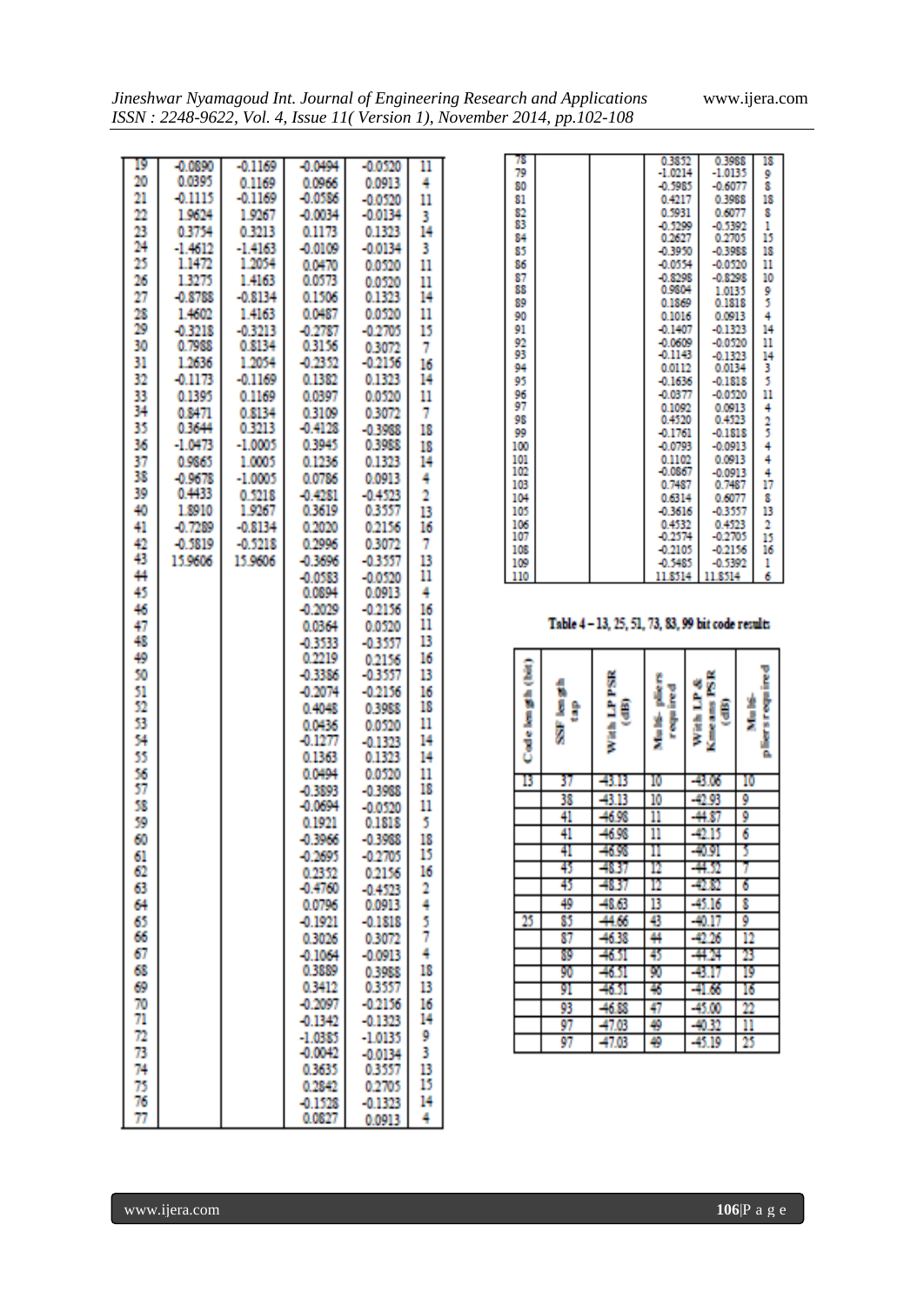| 19 | -0.0890 | -0.1169 | -0.0494 | -0.0520 | 11 |
|---|---|---|---|---|---|
| 20 | 0.0395 | 0.1169 | 0.0966 | 0.0913 | 4 |
| 21 | -0.1115 | -0.1169 | -0.0586 | -0.0520 | 11 |
| 22 | 1.9624 | 1.9267 | -0.0034 | -0.0134 | 3 |
| 23 | 0.3754 | 0.3213 | 0.1173 | 0.1323 | 14 |
| 24 | -1.4612 | -1.4163 | -0.0109 | -0.0134 | 3 |
| 25 | 1.1472 | 1.2054 | 0.0470 | 0.0520 | 11 |
| 26 | 1.3275 | 1.4163 | 0.0573 | 0.0520 | 11 |
| 27 | -0.8788 | -0.8134 | 0.1506 | 0.1323 | 14 |
| 28 | 1.4602 | 1.4163 | 0.0487 | 0.0520 | 11 |
| 29 | -0.3218 | -0.3213 | -0.2787 | -0.2705 | 15 |
| 30 | 0.7988 | 0.8134 | 0.3156 | 0.3072 | 7 |
| 31 | 1.2636 | 1.2054 | -0.2352 | -0.2156 | 16 |
| 32 | -0.1173 | -0.1169 | 0.1382 | 0.1323 | 14 |
| 33 | 0.1395 | 0.1169 | 0.0397 | 0.0520 | 11 |
| 34 | 0.8471 | 0.8134 | 0.3109 | 0.3072 | 7 |
| 35 | 0.3644 | 0.3213 | -0.4128 | -0.3988 | 18 |
| 36 | -1.0473 | -1.0005 | 0.3945 | 0.3988 | 18 |
| 37 | 0.9865 | 1.0005 | 0.1236 | 0.1323 | 14 |
| 38 | -0.9678 | -1.0005 | 0.0786 | 0.0913 | 4 |
| 39 | 0.4433 | 0.5218 | -0.4281 | -0.4523 | 2 |
| 40 | 1.8910 | 1.9267 | 0.3619 | 0.3557 | 13 |
| 41 | -0.7289 | -0.8134 | 0.2020 | 0.2156 | 16 |
| 42 | -0.5819 | -0.5218 | 0.2996 | 0.3072 | 7 |
| 43 | 15.9606 | 15.9606 | -0.3696 | -0.3557 | 13 |
| 44 | | | -0.0583 | -0.0520 | 11 |
| 45 | | | 0.0894 | 0.0913 | 4 |
| 46 | | | -0.2029 | -0.2156 | 16 |
| 47 | | | 0.0364 | 0.0520 | 11 |
| 48 | | | -0.3533 | -0.3557 | 13 |
| 49 | | | 0.2219 | 0.2156 | 16 |
| 50 | | | -0.3386 | -0.3557 | 13 |
| 51 | | | -0.2074 | -0.2156 | 16 |
| 52 | | | 0.4048 | 0.3988 | 18 |
| 53 | | | 0.0436 | 0.0520 | 11 |
| 54 | | | -0.1277 | -0.1323 | 14 |
| 55 | | | 0.1363 | 0.1323 | 14 |
| 56 | | | 0.0494 | 0.0520 | 11 |
| 57 | | | -0.3893 | -0.3988 | 18 |
| 58 | | | -0.0694 | -0.0520 | 11 |
| 59 | | | 0.1921 | 0.1818 | 5 |
| 60 | | | -0.3966 | -0.3988 | 18 |
| 61 | | | -0.2695 | -0.2705 | 15 |
| 62 | | | 0.2352 | 0.2156 | 16 |
| 63 | | | -0.4760 | -0.4523 | 2 |
| 64 | | | 0.0796 | 0.0913 | 4 |
| 65 | | | -0.1921 | -0.1818 | 5 |
| 66 | | | 0.3026 | 0.3072 | 7 |
| 67 | | | -0.1064 | -0.0913 | 4 |
| 68 | | | 0.3889 | 0.3988 | 18 |
| 69 | | | 0.3412 | 0.3557 | 13 |
| 70 | | | -0.2097 | -0.2156 | 16 |
| 71 | | | -0.1342 | -0.1323 | 14 |
| 72 | | | -1.0385 | -1.0135 | 9 |
| 73 | | | -0.0042 | -0.0134 | 3 |
| 74 | | | 0.3635 | 0.3557 | 13 |
| 75 | | | 0.2842 | 0.2705 | 15 |
| 76 | | | -0.1528 | -0.1323 | 14 |
| 77 | | | 0.0827 | 0.0913 | 4 |
| 78 | | | 0.3852 | 0.3988 | 18 |
| 79 | | | -1.0214 | -1.0135 | 9 |
| 80 | | | -0.5985 | -0.6077 | 8 |
| 81 | | | 0.4217 | 0.3988 | 18 |
| 82 | | | 0.5931 | 0.6077 | 8 |
| 83 | | | -0.5299 | -0.5392 | 1 |
| 84 | | | 0.2627 | 0.2705 | 15 |
| 85 | | | -0.3950 | -0.3988 | 18 |
| 86 | | | -0.0554 | -0.0520 | 11 |
| 87 | | | -0.8298 | -0.8298 | 10 |
| 88 | | | 0.9804 | 1.0135 | 9 |
| 89 | | | 0.1869 | 0.1818 | 5 |
| 90 | | | 0.1016 | 0.0913 | 4 |
| 91 | | | -0.1407 | -0.1323 | 14 |
| 92 | | | -0.0609 | -0.0520 | 11 |
| 93 | | | -0.1143 | -0.1323 | 14 |
| 94 | | | 0.0112 | 0.0134 | 3 |
| 95 | | | -0.1636 | -0.1818 | 5 |
| 96 | | | -0.0377 | -0.0520 | 11 |
| 97 | | | 0.1092 | 0.0913 | 4 |
| 98 | | | 0.4520 | 0.4523 | 2 |
| 99 | | | -0.1761 | -0.1818 | 5 |
| 100 | | | -0.0793 | -0.0913 | 4 |
| 101 | | | 0.1102 | 0.0913 | 4 |
| 102 | | | -0.0867 | -0.0913 | 4 |
| 103 | | | 0.7487 | 0.7487 | 17 |
| 104 | | | 0.6314 | 0.6077 | 8 |
| 105 | | | -0.3616 | -0.3557 | 13 |
| 106 | | | 0.4532 | 0.4523 | 2 |
| 107 | | | -0.2574 | -0.2705 | 15 |
| 108 | | | -0.2105 | -0.2156 | 16 |
| 109 | | | -0.5485 | -0.5392 | 1 |
| 110 | | | 11.8514 | 11.8514 | 6 |

Table 4 – 13, 25, 51, 73, 83, 99 bit code results

| Code length (bit) | SSF length tap | With LP PSR (dB) | Multi-pliers required | With LP & Kmeans PSR (dB) | Multi-pliers required |
|---|---|---|---|---|---|
| 13 | 37 | -43.13 | 10 | -43.06 | 10 |
| | 38 | -43.13 | 10 | -42.93 | 9 |
| | 41 | -46.98 | 11 | -44.87 | 9 |
| | 41 | -46.98 | 11 | -42.15 | 6 |
| | 41 | -46.98 | 11 | -40.91 | 5 |
| | 45 | -48.37 | 12 | -44.52 | 7 |
| | 45 | -48.37 | 12 | -42.82 | 6 |
| | 49 | -48.63 | 13 | -45.16 | 8 |
| 25 | 85 | -44.66 | 43 | -40.17 | 9 |
| | 87 | -46.38 | 44 | -42.26 | 12 |
| | 89 | -46.51 | 45 | -44.24 | 23 |
| | 90 | -46.51 | 90 | -43.17 | 19 |
| | 91 | -46.51 | 46 | -41.66 | 16 |
| | 93 | -46.88 | 47 | -45.00 | 22 |
| | 97 | -47.03 | 49 | -40.32 | 11 |
| | 97 | -47.03 | 49 | -45.19 | 25 |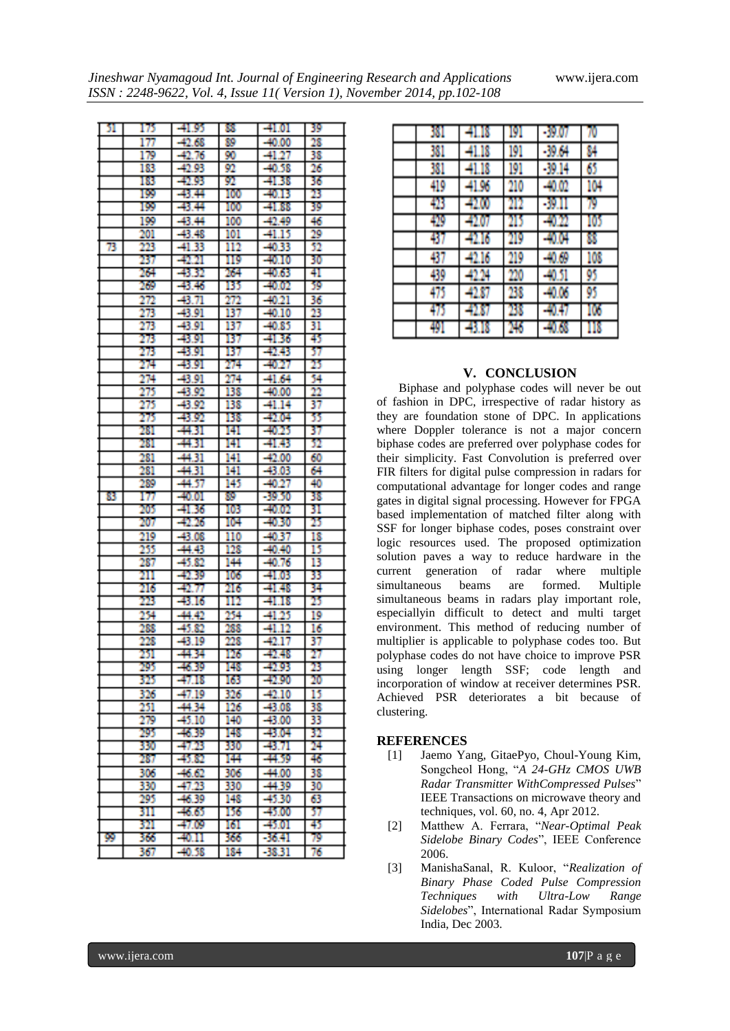| | | | | | |
|---|---|---|---|---|---|
| 51 | 175 | -41.95 | 88 | -41.01 | 39 |
| | 177 | -42.68 | 89 | -40.00 | 28 |
| | 179 | -42.76 | 90 | -41.27 | 38 |
| | 183 | -42.93 | 92 | -40.58 | 26 |
| | 183 | -42.93 | 92 | -41.38 | 36 |
| | 199 | -43.44 | 100 | -40.13 | 23 |
| | 199 | -43.44 | 100 | -41.88 | 39 |
| | 199 | -43.44 | 100 | -42.49 | 46 |
| | 201 | -43.48 | 101 | -41.15 | 29 |
| 73 | 223 | -41.33 | 112 | -40.33 | 52 |
| | 237 | -42.21 | 119 | -40.10 | 30 |
| | 264 | -43.32 | 264 | -40.63 | 41 |
| | 269 | -43.46 | 135 | -40.02 | 59 |
| | 272 | -43.71 | 272 | -40.21 | 36 |
| | 273 | -43.91 | 137 | -40.10 | 23 |
| | 273 | -43.91 | 137 | -40.85 | 31 |
| | 273 | -43.91 | 137 | -41.36 | 45 |
| | 273 | -43.91 | 137 | -42.43 | 57 |
| | 274 | -43.91 | 274 | -40.27 | 25 |
| | 274 | -43.91 | 274 | -41.64 | 54 |
| | 275 | -43.92 | 138 | -40.00 | 22 |
| | 275 | -43.92 | 138 | -41.14 | 37 |
| | 275 | -43.92 | 138 | -42.04 | 55 |
| | 281 | -44.31 | 141 | -40.25 | 37 |
| | 281 | -44.31 | 141 | -41.43 | 52 |
| | 281 | -44.31 | 141 | -42.00 | 60 |
| | 281 | -44.31 | 141 | -43.03 | 64 |
| | 289 | -44.57 | 145 | -40.27 | 40 |
| 83 | 177 | -40.01 | 89 | -39.50 | 38 |
| | 205 | -41.36 | 103 | -40.02 | 31 |
| | 207 | -42.26 | 104 | -40.30 | 25 |
| | 219 | -43.08 | 110 | -40.37 | 18 |
| | 255 | -44.43 | 128 | -40.40 | 15 |
| | 287 | -45.82 | 144 | -40.76 | 13 |
| | 211 | -42.39 | 106 | -41.03 | 33 |
| | 216 | -42.77 | 216 | -41.48 | 34 |
| | 223 | -43.16 | 112 | -41.18 | 25 |
| | 254 | -44.42 | 254 | -41.25 | 19 |
| | 288 | -45.82 | 288 | -41.12 | 16 |
| | 228 | -43.19 | 228 | -42.17 | 37 |
| | 251 | -44.34 | 126 | -42.48 | 27 |
| | 295 | -46.39 | 148 | -42.93 | 23 |
| | 325 | -47.18 | 163 | -42.90 | 20 |
| | 326 | -47.19 | 326 | -42.10 | 15 |
| | 251 | -44.34 | 126 | -43.08 | 38 |
| | 279 | -45.10 | 140 | -43.00 | 33 |
| | 295 | -46.39 | 148 | -43.04 | 32 |
| | 330 | -47.23 | 330 | -43.71 | 24 |
| | 287 | -45.82 | 144 | -44.59 | 46 |
| | 306 | -46.62 | 306 | -44.00 | 38 |
| | 330 | -47.23 | 330 | -44.39 | 30 |
| | 295 | -46.39 | 148 | -45.30 | 63 |
| | 311 | -46.65 | 156 | -45.00 | 57 |
| | 321 | -47.09 | 161 | -45.01 | 45 |
| 99 | 366 | -40.11 | 366 | -36.41 | 79 |
| | 367 | -40.58 | 184 | -38.31 | 76 |
| | 381 | -41.18 | 191 | -39.07 | 70 |
| | 381 | -41.18 | 191 | -39.64 | 84 |
| | 381 | -41.18 | 191 | -39.14 | 65 |
| | 419 | -41.96 | 210 | -40.02 | 104 |
| | 423 | -42.00 | 212 | -39.11 | 79 |
| | 429 | -42.07 | 215 | -40.22 | 105 |
| | 437 | -42.16 | 219 | -40.04 | 88 |
| | 437 | -42.16 | 219 | -40.69 | 108 |
| | 439 | -42.24 | 220 | -40.51 | 95 |
| | 475 | -42.87 | 238 | -40.06 | 95 |
| | 475 | -42.87 | 238 | -40.47 | 106 |
| | 491 | -43.18 | 246 | -40.68 | 118 |

## V. CONCLUSION

Biphase and polyphase codes will never be out of fashion in DPC, irrespective of radar history as they are foundation stone of DPC. In applications where Doppler tolerance is not a major concern biphase codes are preferred over polyphase codes for their simplicity. Fast Convolution is preferred over FIR filters for digital pulse compression in radars for computational advantage for longer codes and range gates in digital signal processing. However for FPGA based implementation of matched filter along with SSF for longer biphase codes, poses constraint over logic resources used. The proposed optimization solution paves a way to reduce hardware in the current generation of radar where multiple simultaneous beams are formed. Multiple simultaneous beams in radars play important role, especiallyin difficult to detect and multi target environment. This method of reducing number of multiplier is applicable to polyphase codes too. But polyphase codes do not have choice to improve PSR using longer length SSF; code length and incorporation of window at receiver determines PSR. Achieved PSR deteriorates a bit because of clustering.

## REFERENCES

[1] Jaemo Yang, GitaePyo, Choul-Young Kim, Songcheol Hong, "*A 24-GHz CMOS UWB Radar Transmitter WithCompressed Pulses*" IEEE Transactions on microwave theory and techniques, vol. 60, no. 4, Apr 2012.

[2] Matthew A. Ferrara, "*Near-Optimal Peak Sidelobe Binary Codes*", IEEE Conference 2006.

[3] ManishaSanal, R. Kuloor, "*Realization of Binary Phase Coded Pulse Compression Techniques with Ultra-Low Range Sidelobes*", International Radar Symposium India, Dec 2003.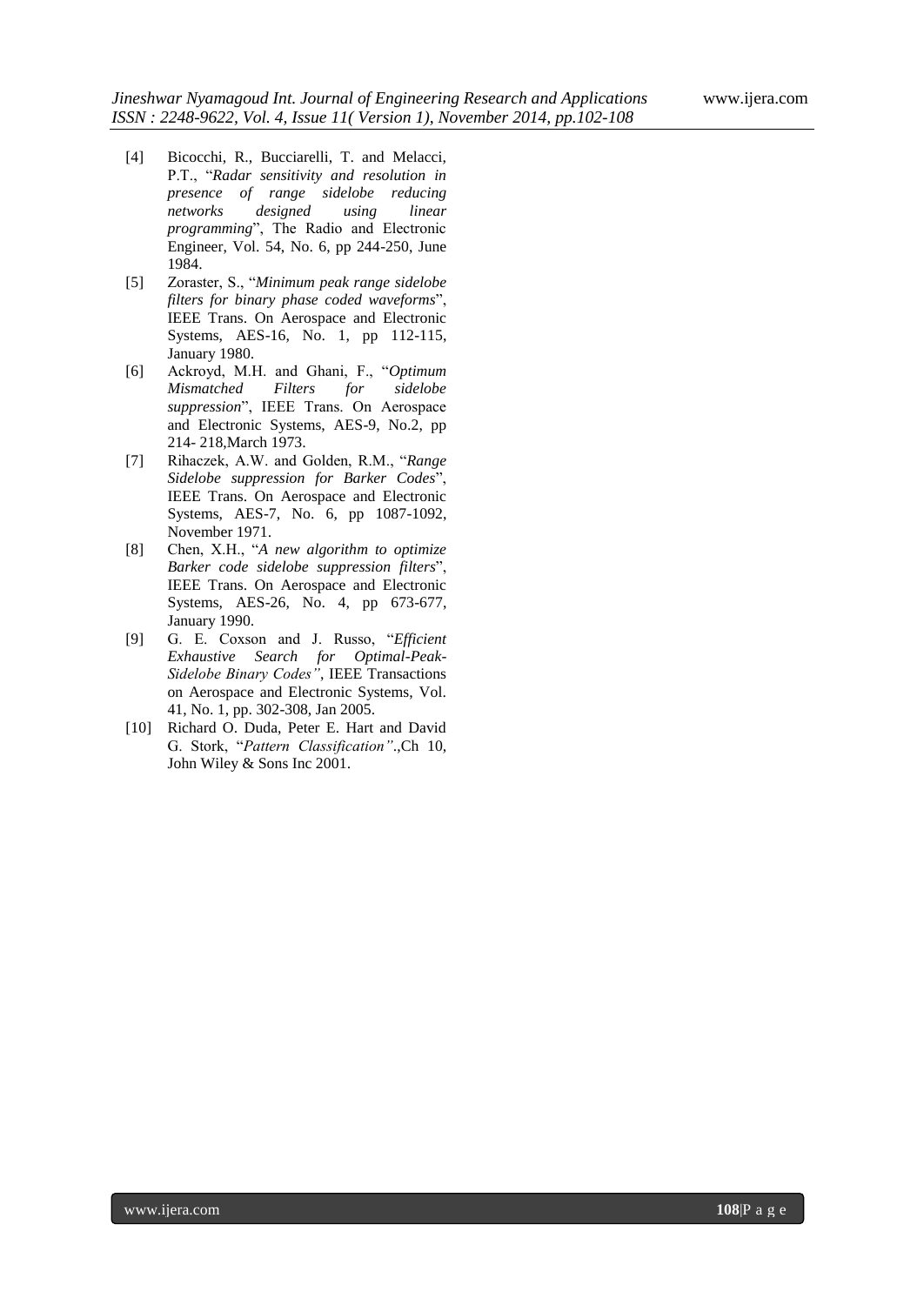[4] Bicocchi, R., Bucciarelli, T. and Melacci, P.T., "*Radar sensitivity and resolution in presence of range sidelobe reducing networks designed using linear programming*", The Radio and Electronic Engineer, Vol. 54, No. 6, pp 244-250, June 1984.

[5] Zoraster, S., "*Minimum peak range sidelobe filters for binary phase coded waveforms*", IEEE Trans. On Aerospace and Electronic Systems, AES-16, No. 1, pp 112-115, January 1980.

[6] Ackroyd, M.H. and Ghani, F., "*Optimum Mismatched Filters for sidelobe suppression*", IEEE Trans. On Aerospace and Electronic Systems, AES-9, No.2, pp 214- 218,March 1973.

[7] Rihaczek, A.W. and Golden, R.M., "*Range Sidelobe suppression for Barker Codes*", IEEE Trans. On Aerospace and Electronic Systems, AES-7, No. 6, pp 1087-1092, November 1971.

[8] Chen, X.H., "*A new algorithm to optimize Barker code sidelobe suppression filters*", IEEE Trans. On Aerospace and Electronic Systems, AES-26, No. 4, pp 673-677, January 1990.

[9] G. E. Coxson and J. Russo, "*Efficient Exhaustive Search for Optimal-Peak-Sidelobe Binary Codes"*, IEEE Transactions on Aerospace and Electronic Systems, Vol. 41, No. 1, pp. 302-308, Jan 2005.

[10] Richard O. Duda, Peter E. Hart and David G. Stork, "*Pattern Classification"*.,Ch 10, John Wiley & Sons Inc 2001.